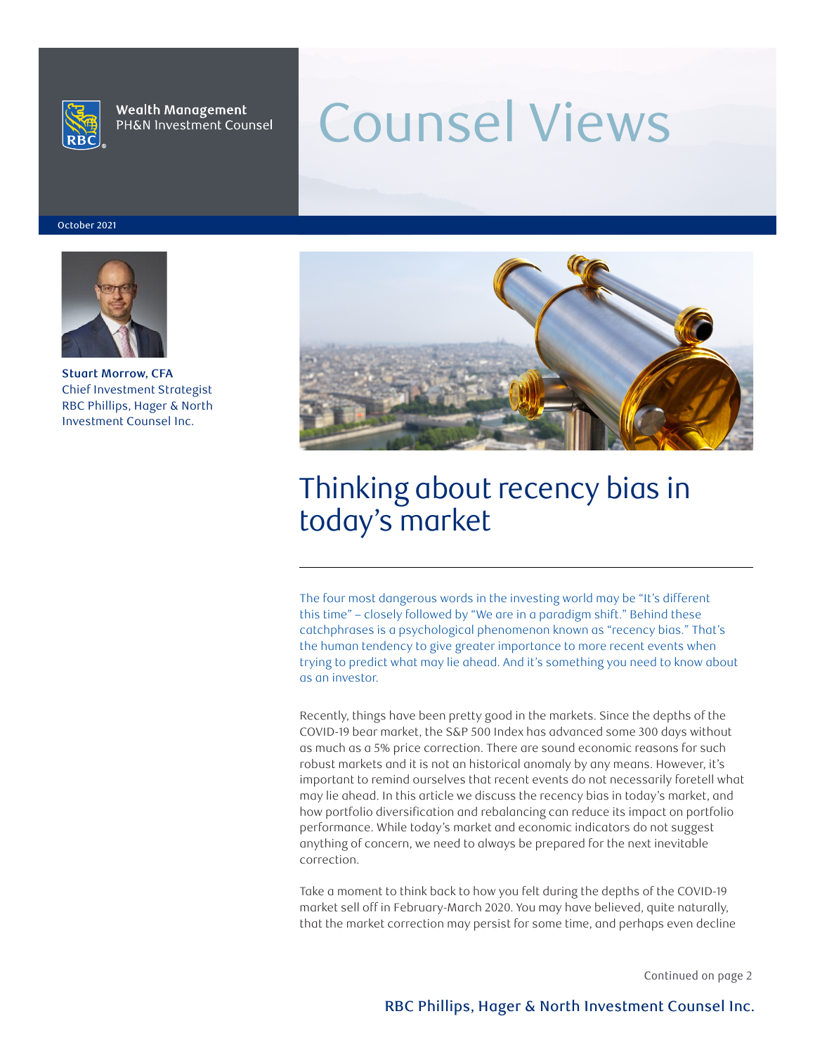Wealth Management
PH&N Investment Counsel

# Counsel Views

October 2021

**Stuart Morrow, CFA**
Chief Investment Strategist
RBC Phillips, Hager & North Investment Counsel Inc.

## Thinking about recency bias in today's market

The four most dangerous words in the investing world may be "It's different this time" – closely followed by "We are in a paradigm shift." Behind these catchphrases is a psychological phenomenon known as "recency bias." That's the human tendency to give greater importance to more recent events when trying to predict what may lie ahead. And it's something you need to know about as an investor.

Recently, things have been pretty good in the markets. Since the depths of the COVID-19 bear market, the S&P 500 Index has advanced some 300 days without as much as a 5% price correction. There are sound economic reasons for such robust markets and it is not an historical anomaly by any means. However, it's important to remind ourselves that recent events do not necessarily foretell what may lie ahead. In this article we discuss the recency bias in today's market, and how portfolio diversification and rebalancing can reduce its impact on portfolio performance. While today's market and economic indicators do not suggest anything of concern, we need to always be prepared for the next inevitable correction.

Take a moment to think back to how you felt during the depths of the COVID-19 market sell off in February-March 2020. You may have believed, quite naturally, that the market correction may persist for some time, and perhaps even decline

Continued on page 2

RBC Phillips, Hager & North Investment Counsel Inc.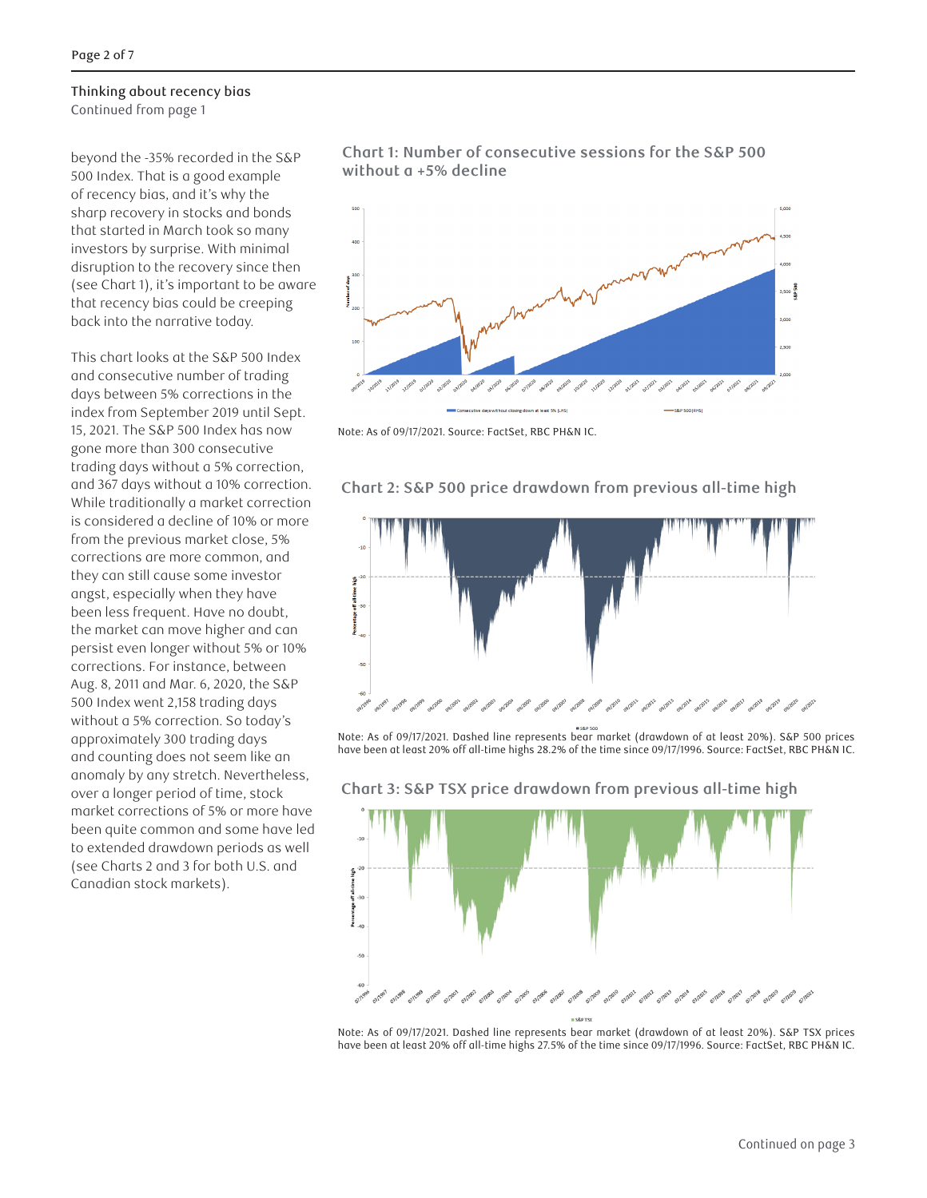Thinking about recency bias
Continued from page 1

beyond the -35% recorded in the S&P 500 Index. That is a good example of recency bias, and it's why the sharp recovery in stocks and bonds that started in March took so many investors by surprise. With minimal disruption to the recovery since then (see Chart 1), it's important to be aware that recency bias could be creeping back into the narrative today.

This chart looks at the S&P 500 Index and consecutive number of trading days between 5% corrections in the index from September 2019 until Sept. 15, 2021. The S&P 500 Index has now gone more than 300 consecutive trading days without a 5% correction, and 367 days without a 10% correction. While traditionally a market correction is considered a decline of 10% or more from the previous market close, 5% corrections are more common, and they can still cause some investor angst, especially when they have been less frequent. Have no doubt, the market can move higher and can persist even longer without 5% or 10% corrections. For instance, between Aug. 8, 2011 and Mar. 6, 2020, the S&P 500 Index went 2,158 trading days without a 5% correction. So today's approximately 300 trading days and counting does not seem like an anomaly by any stretch. Nevertheless, over a longer period of time, stock market corrections of 5% or more have been quite common and some have led to extended drawdown periods as well (see Charts 2 and 3 for both U.S. and Canadian stock markets).

### Chart 1: Number of consecutive sessions for the S&P 500 without a +5% decline

Note: As of 09/17/2021. Source: FactSet, RBC PH&N IC.

### Chart 2: S&P 500 price drawdown from previous all-time high

Note: As of 09/17/2021. Dashed line represents bear market (drawdown of at least 20%). S&P 500 prices have been at least 20% off all-time highs 28.2% of the time since 09/17/1996. Source: FactSet, RBC PH&N IC.

### Chart 3: S&P TSX price drawdown from previous all-time high

Note: As of 09/17/2021. Dashed line represents bear market (drawdown of at least 20%). S&P TSX prices have been at least 20% off all-time highs 27.5% of the time since 09/17/1996. Source: FactSet, RBC PH&N IC.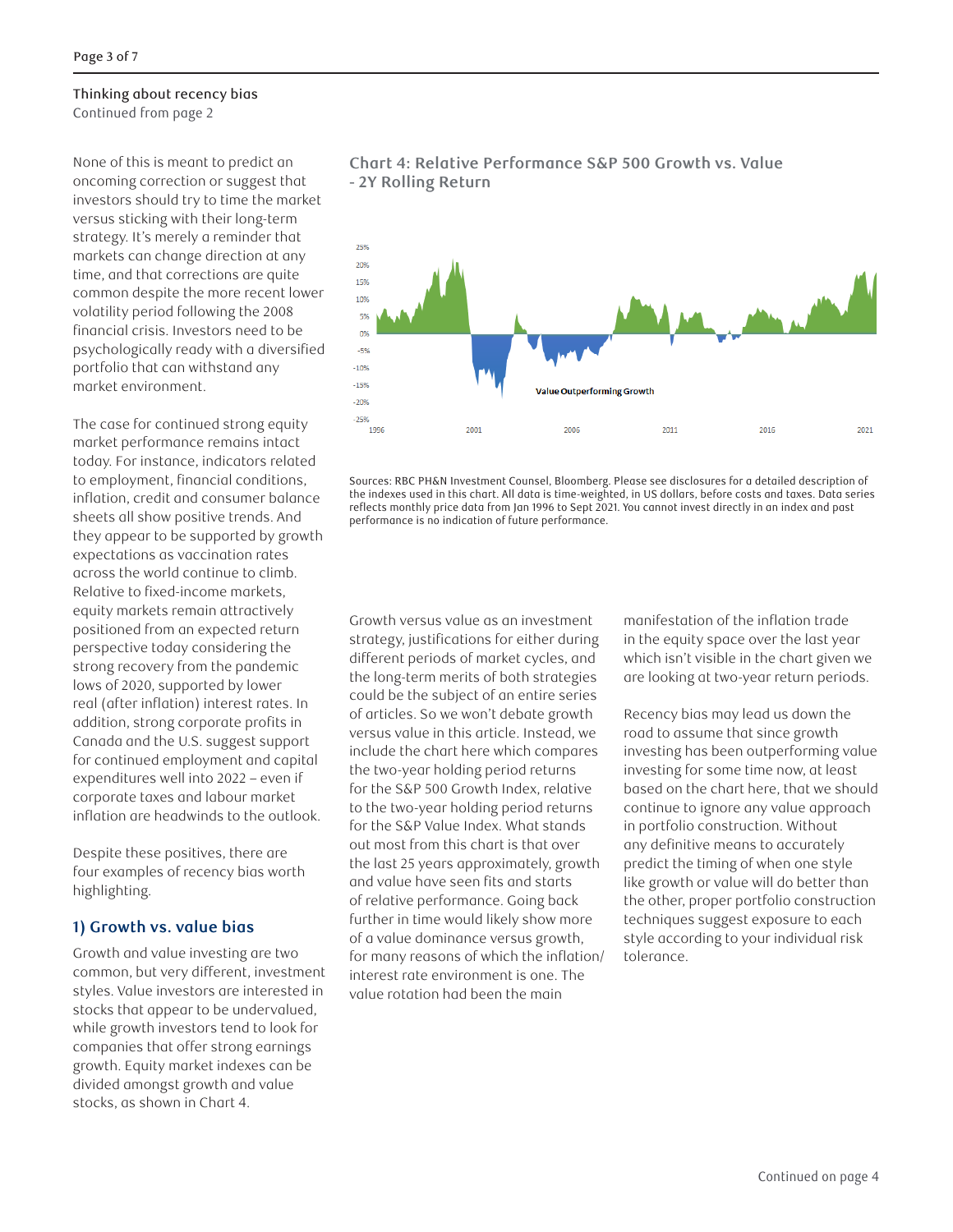Thinking about recency bias

Continued from page 2

None of this is meant to predict an oncoming correction or suggest that investors should try to time the market versus sticking with their long-term strategy. It's merely a reminder that markets can change direction at any time, and that corrections are quite common despite the more recent lower volatility period following the 2008 financial crisis. Investors need to be psychologically ready with a diversified portfolio that can withstand any market environment.

The case for continued strong equity market performance remains intact today. For instance, indicators related to employment, financial conditions, inflation, credit and consumer balance sheets all show positive trends. And they appear to be supported by growth expectations as vaccination rates across the world continue to climb. Relative to fixed-income markets, equity markets remain attractively positioned from an expected return perspective today considering the strong recovery from the pandemic lows of 2020, supported by lower real (after inflation) interest rates. In addition, strong corporate profits in Canada and the U.S. suggest support for continued employment and capital expenditures well into 2022 – even if corporate taxes and labour market inflation are headwinds to the outlook.

Despite these positives, there are four examples of recency bias worth highlighting.

## 1) Growth vs. value bias

Growth and value investing are two common, but very different, investment styles. Value investors are interested in stocks that appear to be undervalued, while growth investors tend to look for companies that offer strong earnings growth. Equity market indexes can be divided amongst growth and value stocks, as shown in Chart 4.

### Chart 4: Relative Performance S&P 500 Growth vs. Value - 2Y Rolling Return

Value Outperforming Growth

Sources: RBC PH&N Investment Counsel, Bloomberg. Please see disclosures for a detailed description of the indexes used in this chart. All data is time-weighted, in US dollars, before costs and taxes. Data series reflects monthly price data from Jan 1996 to Sept 2021. You cannot invest directly in an index and past performance is no indication of future performance.

Growth versus value as an investment strategy, justifications for either during different periods of market cycles, and the long-term merits of both strategies could be the subject of an entire series of articles. So we won't debate growth versus value in this article. Instead, we include the chart here which compares the two-year holding period returns for the S&P 500 Growth Index, relative to the two-year holding period returns for the S&P Value Index. What stands out most from this chart is that over the last 25 years approximately, growth and value have seen fits and starts of relative performance. Going back further in time would likely show more of a value dominance versus growth, for many reasons of which the inflation/interest rate environment is one. The value rotation had been the main manifestation of the inflation trade in the equity space over the last year which isn't visible in the chart given we are looking at two-year return periods.

Recency bias may lead us down the road to assume that since growth investing has been outperforming value investing for some time now, at least based on the chart here, that we should continue to ignore any value approach in portfolio construction. Without any definitive means to accurately predict the timing of when one style like growth or value will do better than the other, proper portfolio construction techniques suggest exposure to each style according to your individual risk tolerance.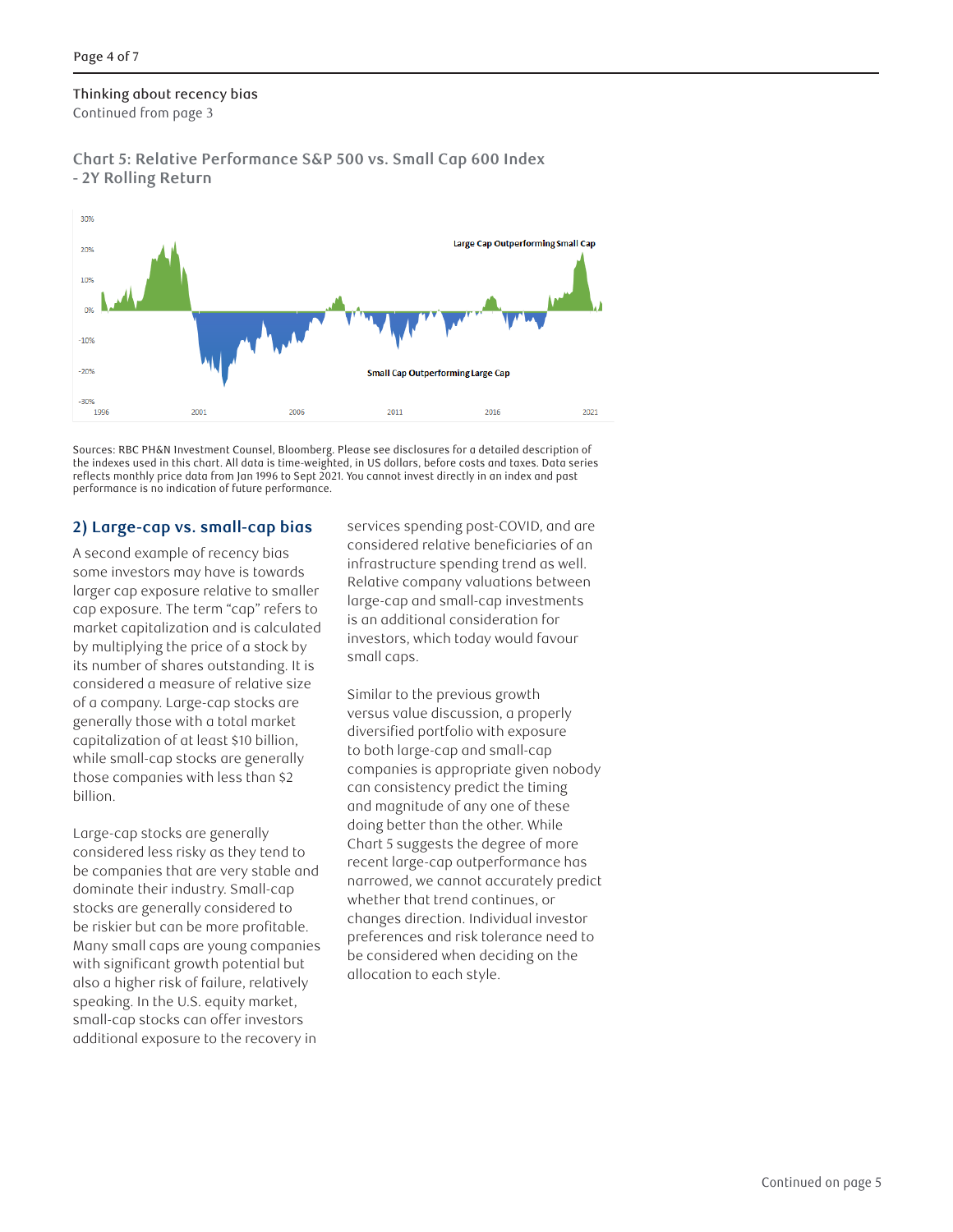Thinking about recency bias

Continued from page 3

### Chart 5: Relative Performance S&P 500 vs. Small Cap 600 Index - 2Y Rolling Return

Large Cap Outperforming Small Cap

Small Cap Outperforming Large Cap

Sources: RBC PH&N Investment Counsel, Bloomberg. Please see disclosures for a detailed description of the indexes used in this chart. All data is time-weighted, in US dollars, before costs and taxes. Data series reflects monthly price data from Jan 1996 to Sept 2021. You cannot invest directly in an index and past performance is no indication of future performance.

## 2) Large-cap vs. small-cap bias

A second example of recency bias some investors may have is towards larger cap exposure relative to smaller cap exposure. The term "cap" refers to market capitalization and is calculated by multiplying the price of a stock by its number of shares outstanding. It is considered a measure of relative size of a company. Large-cap stocks are generally those with a total market capitalization of at least $10 billion, while small-cap stocks are generally those companies with less than $2 billion.

Large-cap stocks are generally considered less risky as they tend to be companies that are very stable and dominate their industry. Small-cap stocks are generally considered to be riskier but can be more profitable. Many small caps are young companies with significant growth potential but also a higher risk of failure, relatively speaking. In the U.S. equity market, small-cap stocks can offer investors additional exposure to the recovery in services spending post-COVID, and are considered relative beneficiaries of an infrastructure spending trend as well. Relative company valuations between large-cap and small-cap investments is an additional consideration for investors, which today would favour small caps.

Similar to the previous growth versus value discussion, a properly diversified portfolio with exposure to both large-cap and small-cap companies is appropriate given nobody can consistency predict the timing and magnitude of any one of these doing better than the other. While Chart 5 suggests the degree of more recent large-cap outperformance has narrowed, we cannot accurately predict whether that trend continues, or changes direction. Individual investor preferences and risk tolerance need to be considered when deciding on the allocation to each style.

Continued on page 5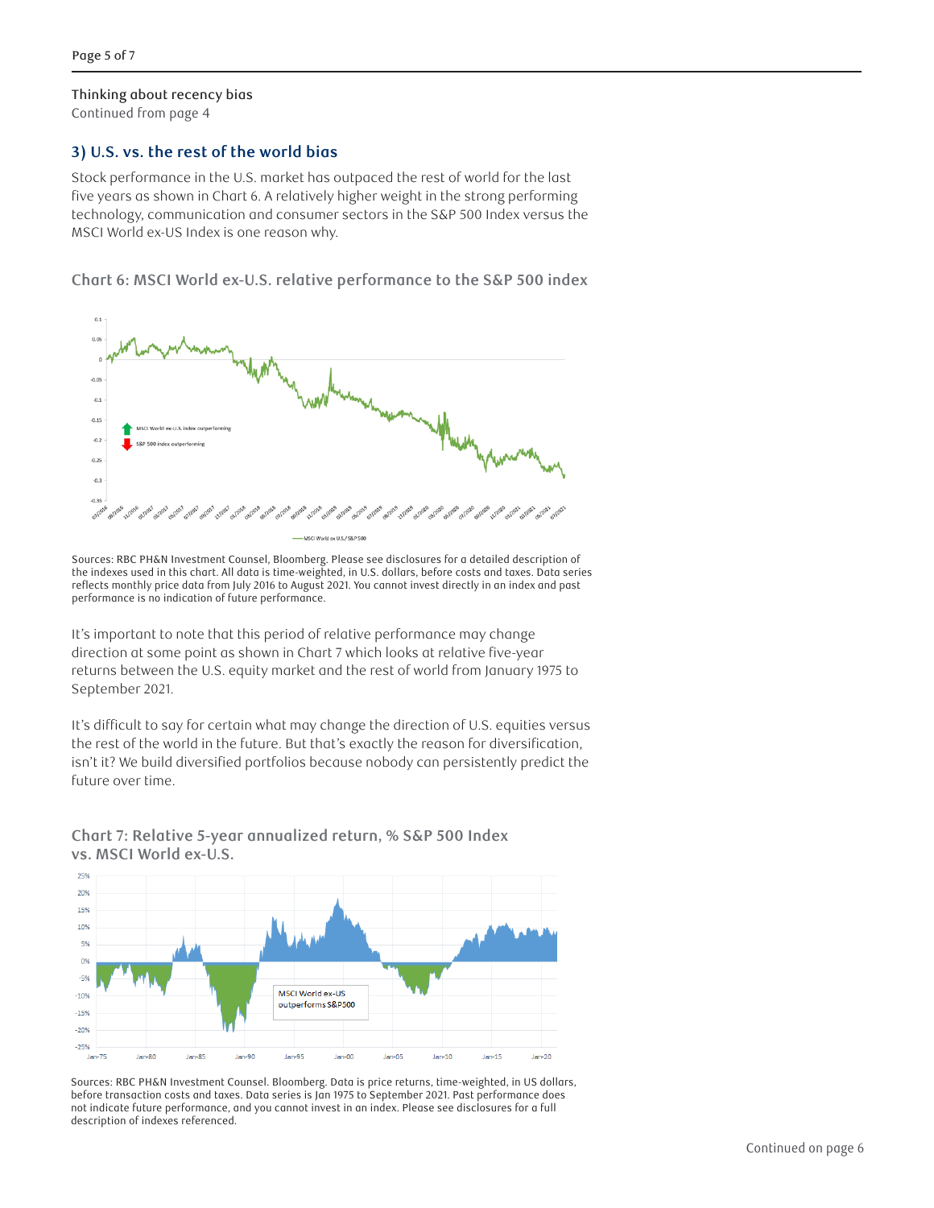Thinking about recency bias
Continued from page 4

### 3) U.S. vs. the rest of the world bias

Stock performance in the U.S. market has outpaced the rest of world for the last five years as shown in Chart 6. A relatively higher weight in the strong performing technology, communication and consumer sectors in the S&P 500 Index versus the MSCI World ex-US Index is one reason why.

**Chart 6: MSCI World ex-U.S. relative performance to the S&P 500 index**

Sources: RBC PH&N Investment Counsel, Bloomberg. Please see disclosures for a detailed description of the indexes used in this chart. All data is time-weighted, in U.S. dollars, before costs and taxes. Data series reflects monthly price data from July 2016 to August 2021. You cannot invest directly in an index and past performance is no indication of future performance.

It's important to note that this period of relative performance may change direction at some point as shown in Chart 7 which looks at relative five-year returns between the U.S. equity market and the rest of world from January 1975 to September 2021.

It's difficult to say for certain what may change the direction of U.S. equities versus the rest of the world in the future. But that's exactly the reason for diversification, isn't it? We build diversified portfolios because nobody can persistently predict the future over time.

**Chart 7: Relative 5-year annualized return, % S&P 500 Index vs. MSCI World ex-U.S.**

Sources: RBC PH&N Investment Counsel. Bloomberg. Data is price returns, time-weighted, in US dollars, before transaction costs and taxes. Data series is Jan 1975 to September 2021. Past performance does not indicate future performance, and you cannot invest in an index. Please see disclosures for a full description of indexes referenced.

Continued on page 6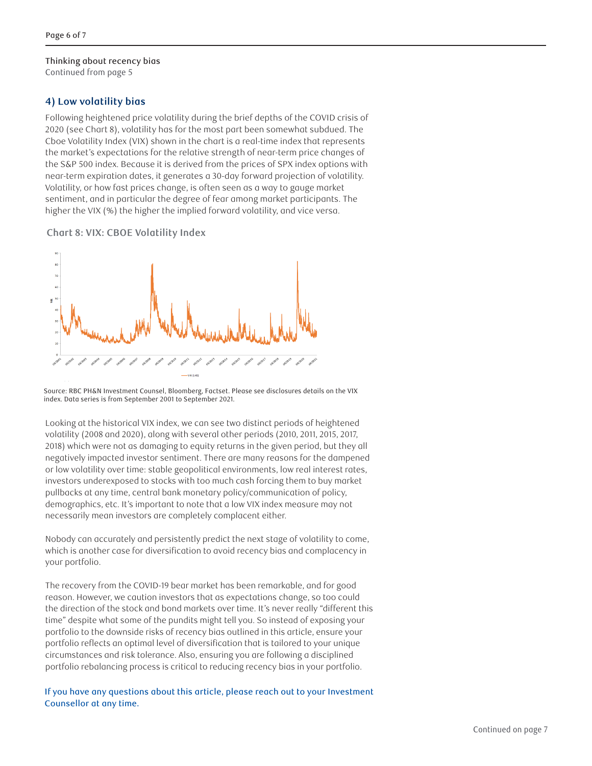Thinking about recency bias
Continued from page 5

## 4) Low volatility bias

Following heightened price volatility during the brief depths of the COVID crisis of 2020 (see Chart 8), volatility has for the most part been somewhat subdued. The Cboe Volatility Index (VIX) shown in the chart is a real-time index that represents the market's expectations for the relative strength of near-term price changes of the S&P 500 index. Because it is derived from the prices of SPX index options with near-term expiration dates, it generates a 30-day forward projection of volatility. Volatility, or how fast prices change, is often seen as a way to gauge market sentiment, and in particular the degree of fear among market participants. The higher the VIX (%) the higher the implied forward volatility, and vice versa.

**Chart 8: VIX: CBOE Volatility Index**

Source: RBC PH&N Investment Counsel, Bloomberg, Factset. Please see disclosures details on the VIX index. Data series is from September 2001 to September 2021.

Looking at the historical VIX index, we can see two distinct periods of heightened volatility (2008 and 2020), along with several other periods (2010, 2011, 2015, 2017, 2018) which were not as damaging to equity returns in the given period, but they all negatively impacted investor sentiment. There are many reasons for the dampened or low volatility over time: stable geopolitical environments, low real interest rates, investors underexposed to stocks with too much cash forcing them to buy market pullbacks at any time, central bank monetary policy/communication of policy, demographics, etc. It's important to note that a low VIX index measure may not necessarily mean investors are completely complacent either.

Nobody can accurately and persistently predict the next stage of volatility to come, which is another case for diversification to avoid recency bias and complacency in your portfolio.

The recovery from the COVID-19 bear market has been remarkable, and for good reason. However, we caution investors that as expectations change, so too could the direction of the stock and bond markets over time. It's never really "different this time" despite what some of the pundits might tell you. So instead of exposing your portfolio to the downside risks of recency bias outlined in this article, ensure your portfolio reflects an optimal level of diversification that is tailored to your unique circumstances and risk tolerance. Also, ensuring you are following a disciplined portfolio rebalancing process is critical to reducing recency bias in your portfolio.

**If you have any questions about this article, please reach out to your Investment Counsellor at any time.**

Continued on page 7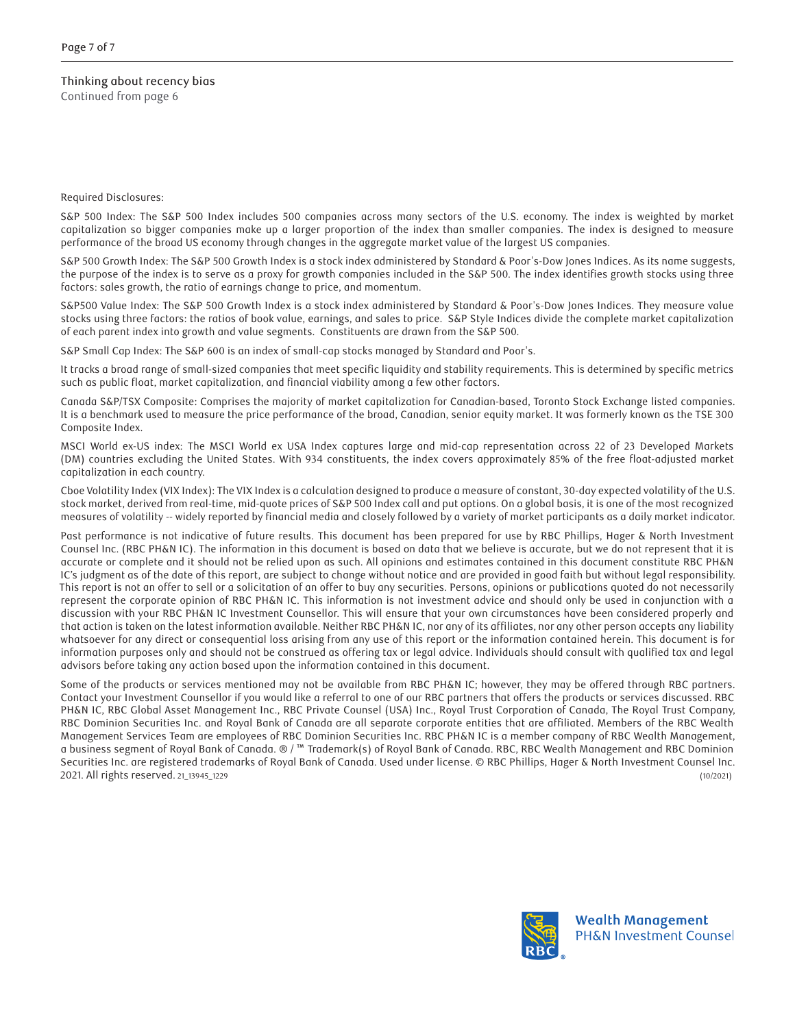## Thinking about recency bias

Continued from page 6

Required Disclosures:

S&P 500 Index: The S&P 500 Index includes 500 companies across many sectors of the U.S. economy. The index is weighted by market capitalization so bigger companies make up a larger proportion of the index than smaller companies. The index is designed to measure performance of the broad US economy through changes in the aggregate market value of the largest US companies.

S&P 500 Growth Index: The S&P 500 Growth Index is a stock index administered by Standard & Poor's-Dow Jones Indices. As its name suggests, the purpose of the index is to serve as a proxy for growth companies included in the S&P 500. The index identifies growth stocks using three factors: sales growth, the ratio of earnings change to price, and momentum.

S&P500 Value Index: The S&P 500 Growth Index is a stock index administered by Standard & Poor's-Dow Jones Indices. They measure value stocks using three factors: the ratios of book value, earnings, and sales to price. S&P Style Indices divide the complete market capitalization of each parent index into growth and value segments. Constituents are drawn from the S&P 500.

S&P Small Cap Index: The S&P 600 is an index of small-cap stocks managed by Standard and Poor's.

It tracks a broad range of small-sized companies that meet specific liquidity and stability requirements. This is determined by specific metrics such as public float, market capitalization, and financial viability among a few other factors.

Canada S&P/TSX Composite: Comprises the majority of market capitalization for Canadian-based, Toronto Stock Exchange listed companies. It is a benchmark used to measure the price performance of the broad, Canadian, senior equity market. It was formerly known as the TSE 300 Composite Index.

MSCI World ex-US index: The MSCI World ex USA Index captures large and mid-cap representation across 22 of 23 Developed Markets (DM) countries excluding the United States. With 934 constituents, the index covers approximately 85% of the free float-adjusted market capitalization in each country.

Cboe Volatility Index (VIX Index): The VIX Index is a calculation designed to produce a measure of constant, 30-day expected volatility of the U.S. stock market, derived from real-time, mid-quote prices of S&P 500 Index call and put options. On a global basis, it is one of the most recognized measures of volatility -- widely reported by financial media and closely followed by a variety of market participants as a daily market indicator.

Past performance is not indicative of future results. This document has been prepared for use by RBC Phillips, Hager & North Investment Counsel Inc. (RBC PH&N IC). The information in this document is based on data that we believe is accurate, but we do not represent that it is accurate or complete and it should not be relied upon as such. All opinions and estimates contained in this document constitute RBC PH&N IC's judgment as of the date of this report, are subject to change without notice and are provided in good faith but without legal responsibility. This report is not an offer to sell or a solicitation of an offer to buy any securities. Persons, opinions or publications quoted do not necessarily represent the corporate opinion of RBC PH&N IC. This information is not investment advice and should only be used in conjunction with a discussion with your RBC PH&N IC Investment Counsellor. This will ensure that your own circumstances have been considered properly and that action is taken on the latest information available. Neither RBC PH&N IC, nor any of its affiliates, nor any other person accepts any liability whatsoever for any direct or consequential loss arising from any use of this report or the information contained herein. This document is for information purposes only and should not be construed as offering tax or legal advice. Individuals should consult with qualified tax and legal advisors before taking any action based upon the information contained in this document.

Some of the products or services mentioned may not be available from RBC PH&N IC; however, they may be offered through RBC partners. Contact your Investment Counsellor if you would like a referral to one of our RBC partners that offers the products or services discussed. RBC PH&N IC, RBC Global Asset Management Inc., RBC Private Counsel (USA) Inc., Royal Trust Corporation of Canada, The Royal Trust Company, RBC Dominion Securities Inc. and Royal Bank of Canada are all separate corporate entities that are affiliated. Members of the RBC Wealth Management Services Team are employees of RBC Dominion Securities Inc. RBC PH&N IC is a member company of RBC Wealth Management, a business segment of Royal Bank of Canada. ® / ™ Trademark(s) of Royal Bank of Canada. RBC, RBC Wealth Management and RBC Dominion Securities Inc. are registered trademarks of Royal Bank of Canada. Used under license. © RBC Phillips, Hager & North Investment Counsel Inc. 2021. All rights reserved. 21_13945_1229 (10/2021)

Wealth Management
PH&N Investment Counsel